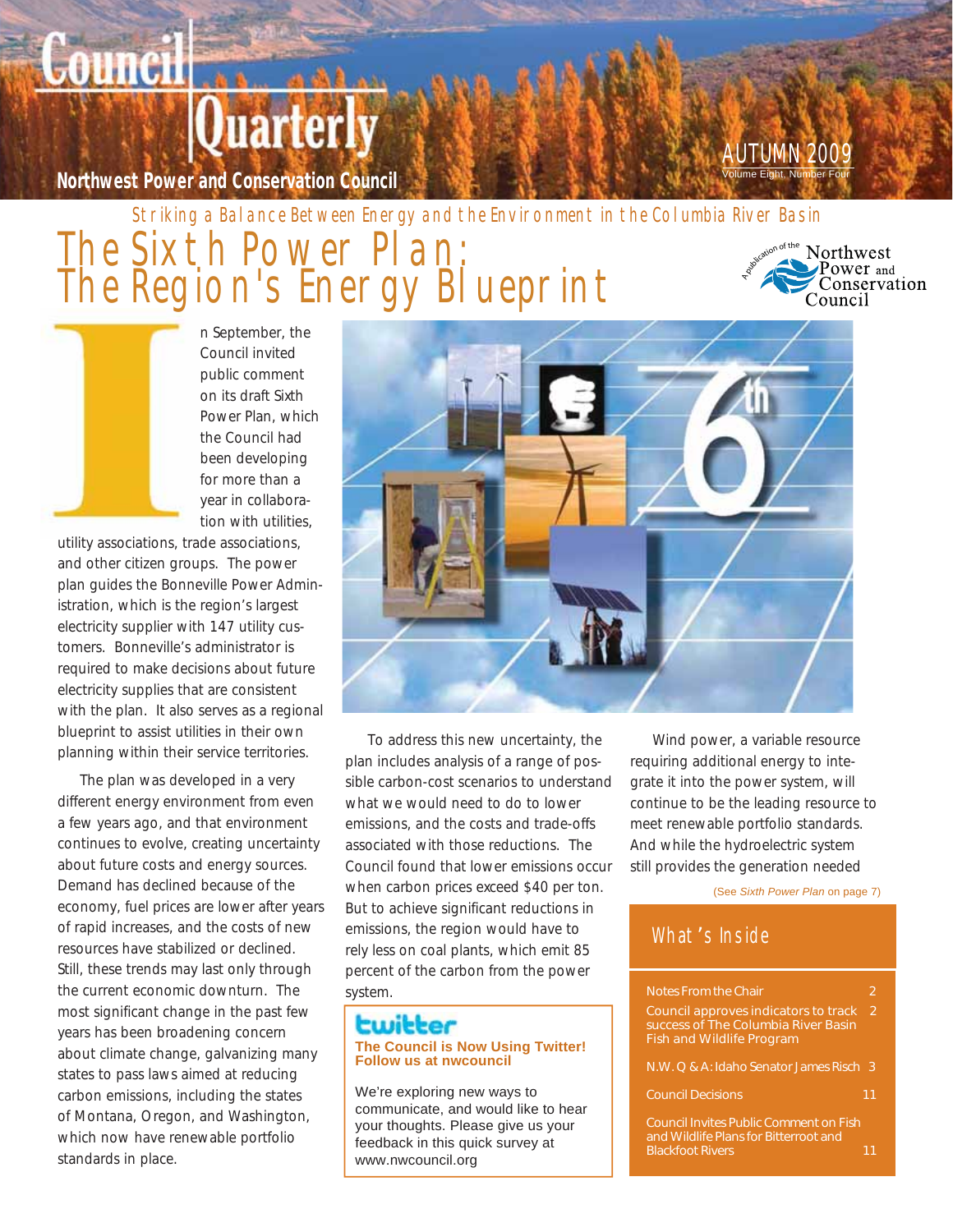# Council Quarterly

**Northwest Power and Conservation Council**

AUTUMN 2009
Volume Eight, Number Four

*Striking a Balance Between Energy and the Environment in the Columbia River Basin*

A publication of the Northwest Power and Conservation Council

# The Sixth Power Plan: The Region's Energy Blueprint

In September, the Council invited public comment on its draft Sixth Power Plan, which the Council had been developing for more than a year in collaboration with utilities, utility associations, trade associations, and other citizen groups. The power plan guides the Bonneville Power Administration, which is the region's largest electricity supplier with 147 utility customers. Bonneville's administrator is required to make decisions about future electricity supplies that are consistent with the plan. It also serves as a regional blueprint to assist utilities in their own planning within their service territories.

The plan was developed in a very different energy environment from even a few years ago, and that environment continues to evolve, creating uncertainty about future costs and energy sources. Demand has declined because of the economy, fuel prices are lower after years of rapid increases, and the costs of new resources have stabilized or declined. Still, these trends may last only through the current economic downturn. The most significant change in the past few years has been broadening concern about climate change, galvanizing many states to pass laws aimed at reducing carbon emissions, including the states of Montana, Oregon, and Washington, which now have renewable portfolio standards in place.

To address this new uncertainty, the plan includes analysis of a range of possible carbon-cost scenarios to understand what we would need to do to lower emissions, and the costs and trade-offs associated with those reductions. The Council found that lower emissions occur when carbon prices exceed $40 per ton. But to achieve significant reductions in emissions, the region would have to rely less on coal plants, which emit 85 percent of the carbon from the power system.

Wind power, a variable resource requiring additional energy to integrate it into the power system, will continue to be the leading resource to meet renewable portfolio standards. And while the hydroelectric system still provides the generation needed

(See *Sixth Power Plan* on page 7)

**twitter**

**The Council is Now Using Twitter! Follow us at nwcouncil**

We're exploring new ways to communicate, and would like to hear your thoughts. Please give us your feedback in this quick survey at www.nwcouncil.org

## What's Inside

| | |
|---|---|
| Notes From the Chair | 2 |
| Council approves indicators to track success of The Columbia River Basin Fish and Wildlife Program | 2 |
| N.W. Q & A: Idaho Senator James Risch | 3 |
| Council Decisions | 11 |
| Council Invites Public Comment on Fish and Wildlife Plans for Bitterroot and Blackfoot Rivers | 11 |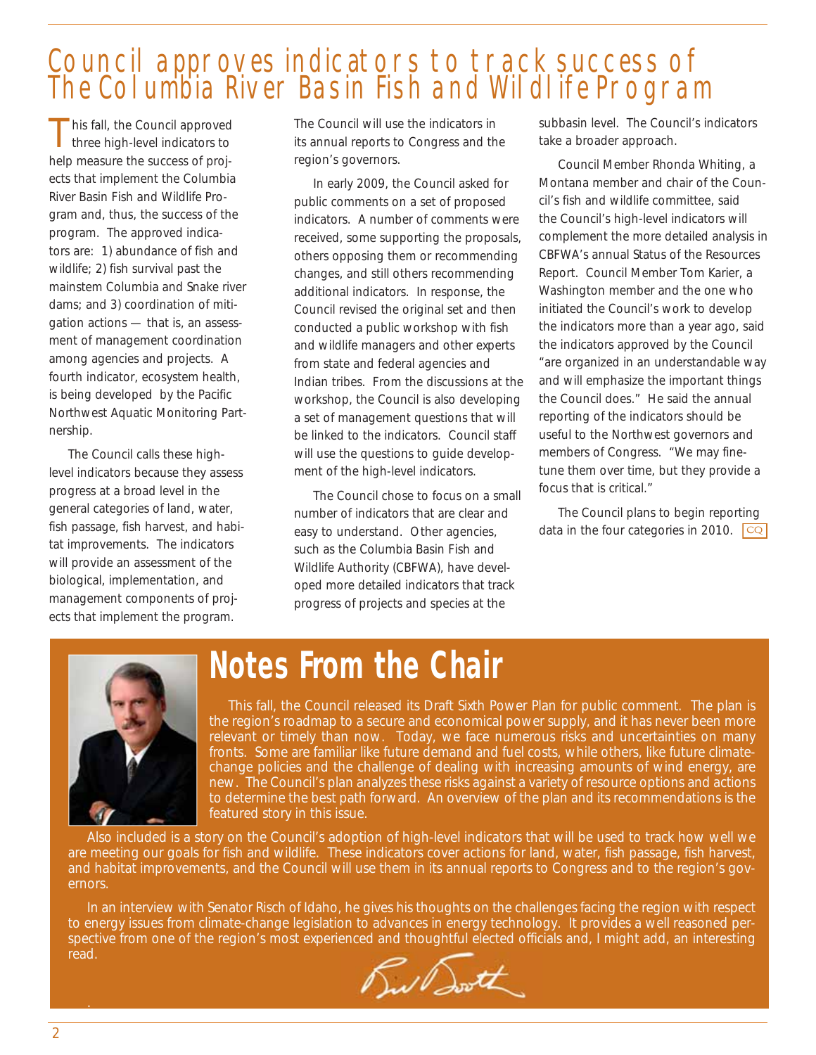# Council approves indicators to track success of The Columbia River Basin Fish and Wildlife Program

This fall, the Council approved three high-level indicators to help measure the success of projects that implement the Columbia River Basin Fish and Wildlife Program and, thus, the success of the program. The approved indicators are: 1) abundance of fish and wildlife; 2) fish survival past the mainstem Columbia and Snake river dams; and 3) coordination of mitigation actions — that is, an assessment of management coordination among agencies and projects. A fourth indicator, ecosystem health, is being developed by the Pacific Northwest Aquatic Monitoring Partnership.

The Council calls these high-level indicators because they assess progress at a broad level in the general categories of land, water, fish passage, fish harvest, and habitat improvements. The indicators will provide an assessment of the biological, implementation, and management components of projects that implement the program. The Council will use the indicators in its annual reports to Congress and the region's governors.

In early 2009, the Council asked for public comments on a set of proposed indicators. A number of comments were received, some supporting the proposals, others opposing them or recommending changes, and still others recommending additional indicators. In response, the Council revised the original set and then conducted a public workshop with fish and wildlife managers and other experts from state and federal agencies and Indian tribes. From the discussions at the workshop, the Council is also developing a set of management questions that will be linked to the indicators. Council staff will use the questions to guide development of the high-level indicators.

The Council chose to focus on a small number of indicators that are clear and easy to understand. Other agencies, such as the Columbia Basin Fish and Wildlife Authority (CBFWA), have developed more detailed indicators that track progress of projects and species at the subbasin level. The Council's indicators take a broader approach.

Council Member Rhonda Whiting, a Montana member and chair of the Council's fish and wildlife committee, said the Council's high-level indicators will complement the more detailed analysis in CBFWA's annual Status of the Resources Report. Council Member Tom Karier, a Washington member and the one who initiated the Council's work to develop the indicators more than a year ago, said the indicators approved by the Council "are organized in an understandable way and will emphasize the important things the Council does." He said the annual reporting of the indicators should be useful to the Northwest governors and members of Congress. "We may fine-tune them over time, but they provide a focus that is critical."

The Council plans to begin reporting data in the four categories in 2010. CQ

## Notes From the Chair

This fall, the Council released its Draft Sixth Power Plan for public comment. The plan is the region's roadmap to a secure and economical power supply, and it has never been more relevant or timely than now. Today, we face numerous risks and uncertainties on many fronts. Some are familiar like future demand and fuel costs, while others, like future climate-change policies and the challenge of dealing with increasing amounts of wind energy, are new. The Council's plan analyzes these risks against a variety of resource options and actions to determine the best path forward. An overview of the plan and its recommendations is the featured story in this issue.

Also included is a story on the Council's adoption of high-level indicators that will be used to track how well we are meeting our goals for fish and wildlife. These indicators cover actions for land, water, fish passage, fish harvest, and habitat improvements, and the Council will use them in its annual reports to Congress and to the region's governors.

In an interview with Senator Risch of Idaho, he gives his thoughts on the challenges facing the region with respect to energy issues from climate-change legislation to advances in energy technology. It provides a well reasoned perspective from one of the region's most experienced and thoughtful elected officials and, I might add, an interesting read.

Bill Booth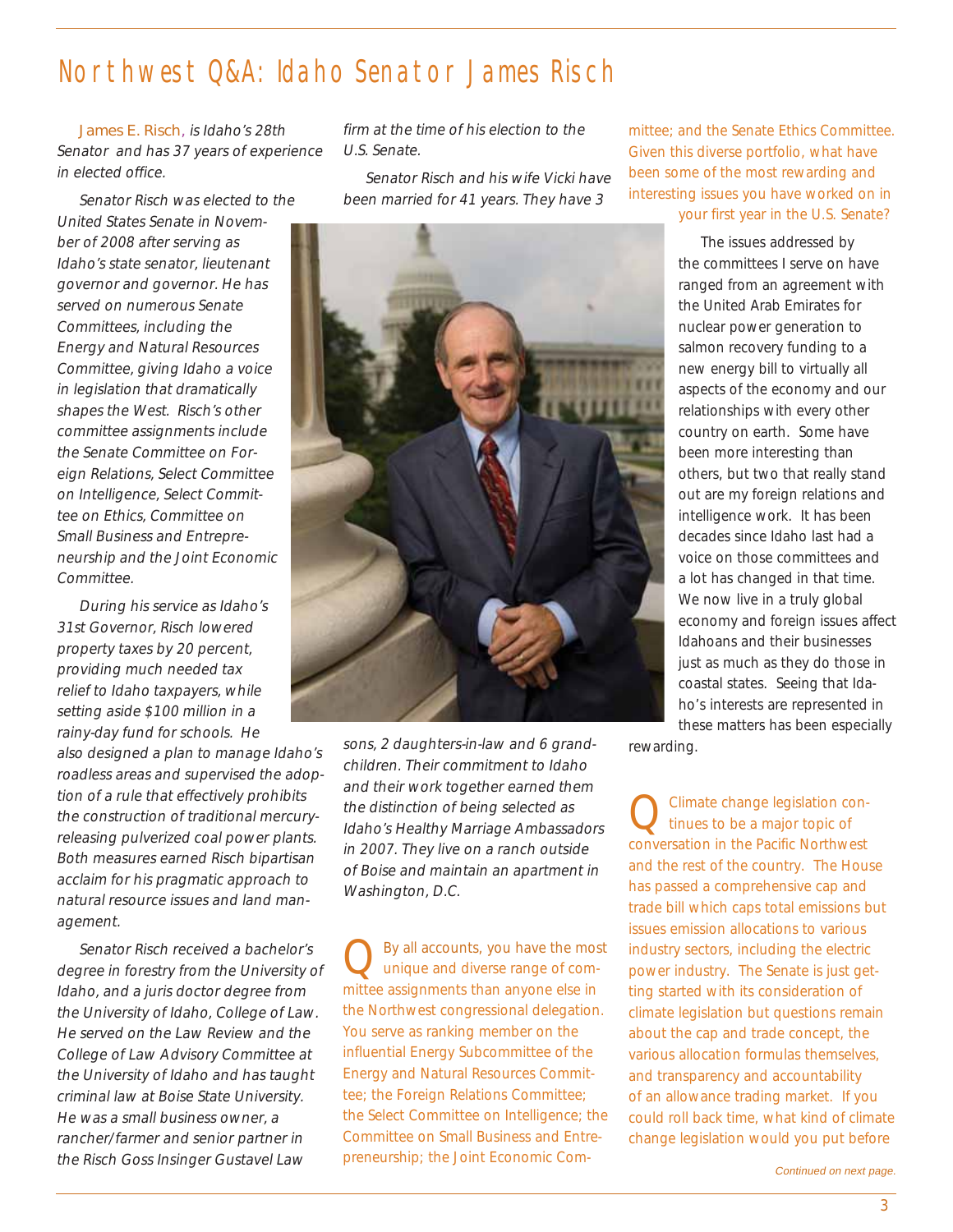# Northwest Q&A: Idaho Senator James Risch

*James E. Risch, is Idaho's 28th Senator and has 37 years of experience in elected office.*

*Senator Risch was elected to the United States Senate in November of 2008 after serving as Idaho's state senator, lieutenant governor and governor. He has served on numerous Senate Committees, including the Energy and Natural Resources Committee, giving Idaho a voice in legislation that dramatically shapes the West. Risch's other committee assignments include the Senate Committee on Foreign Relations, Select Committee on Intelligence, Select Committee on Ethics, Committee on Small Business and Entrepreneurship and the Joint Economic Committee.*

*During his service as Idaho's 31st Governor, Risch lowered property taxes by 20 percent, providing much needed tax relief to Idaho taxpayers, while setting aside $100 million in a rainy-day fund for schools. He also designed a plan to manage Idaho's roadless areas and supervised the adoption of a rule that effectively prohibits the construction of traditional mercury-releasing pulverized coal power plants. Both measures earned Risch bipartisan acclaim for his pragmatic approach to natural resource issues and land management.*

*Senator Risch received a bachelor's degree in forestry from the University of Idaho, and a juris doctor degree from the University of Idaho, College of Law. He served on the Law Review and the College of Law Advisory Committee at the University of Idaho and has taught criminal law at Boise State University. He was a small business owner, a rancher/farmer and senior partner in the Risch Goss Insinger Gustavel Law firm at the time of his election to the U.S. Senate.*

*Senator Risch and his wife Vicki have been married for 41 years. They have 3 sons, 2 daughters-in-law and 6 grandchildren. Their commitment to Idaho and their work together earned them the distinction of being selected as Idaho's Healthy Marriage Ambassadors in 2007. They live on a ranch outside of Boise and maintain an apartment in Washington, D.C.*

**Q** By all accounts, you have the most unique and diverse range of committee assignments than anyone else in the Northwest congressional delegation. You serve as ranking member on the influential Energy Subcommittee of the Energy and Natural Resources Committee; the Foreign Relations Committee; the Select Committee on Intelligence; the Committee on Small Business and Entrepreneurship; the Joint Economic Committee; and the Senate Ethics Committee. Given this diverse portfolio, what have been some of the most rewarding and interesting issues you have worked on in your first year in the U.S. Senate?

The issues addressed by the committees I serve on have ranged from an agreement with the United Arab Emirates for nuclear power generation to salmon recovery funding to a new energy bill to virtually all aspects of the economy and our relationships with every other country on earth. Some have been more interesting than others, but two that really stand out are my foreign relations and intelligence work. It has been decades since Idaho last had a voice on those committees and a lot has changed in that time. We now live in a truly global economy and foreign issues affect Idahoans and their businesses just as much as they do those in coastal states. Seeing that Idaho's interests are represented in these matters has been especially rewarding.

**Q** Climate change legislation continues to be a major topic of conversation in the Pacific Northwest and the rest of the country. The House has passed a comprehensive cap and trade bill which caps total emissions but issues emission allocations to various industry sectors, including the electric power industry. The Senate is just getting started with its consideration of climate legislation but questions remain about the cap and trade concept, the various allocation formulas themselves, and transparency and accountability of an allowance trading market. If you could roll back time, what kind of climate change legislation would you put before

*Continued on next page.*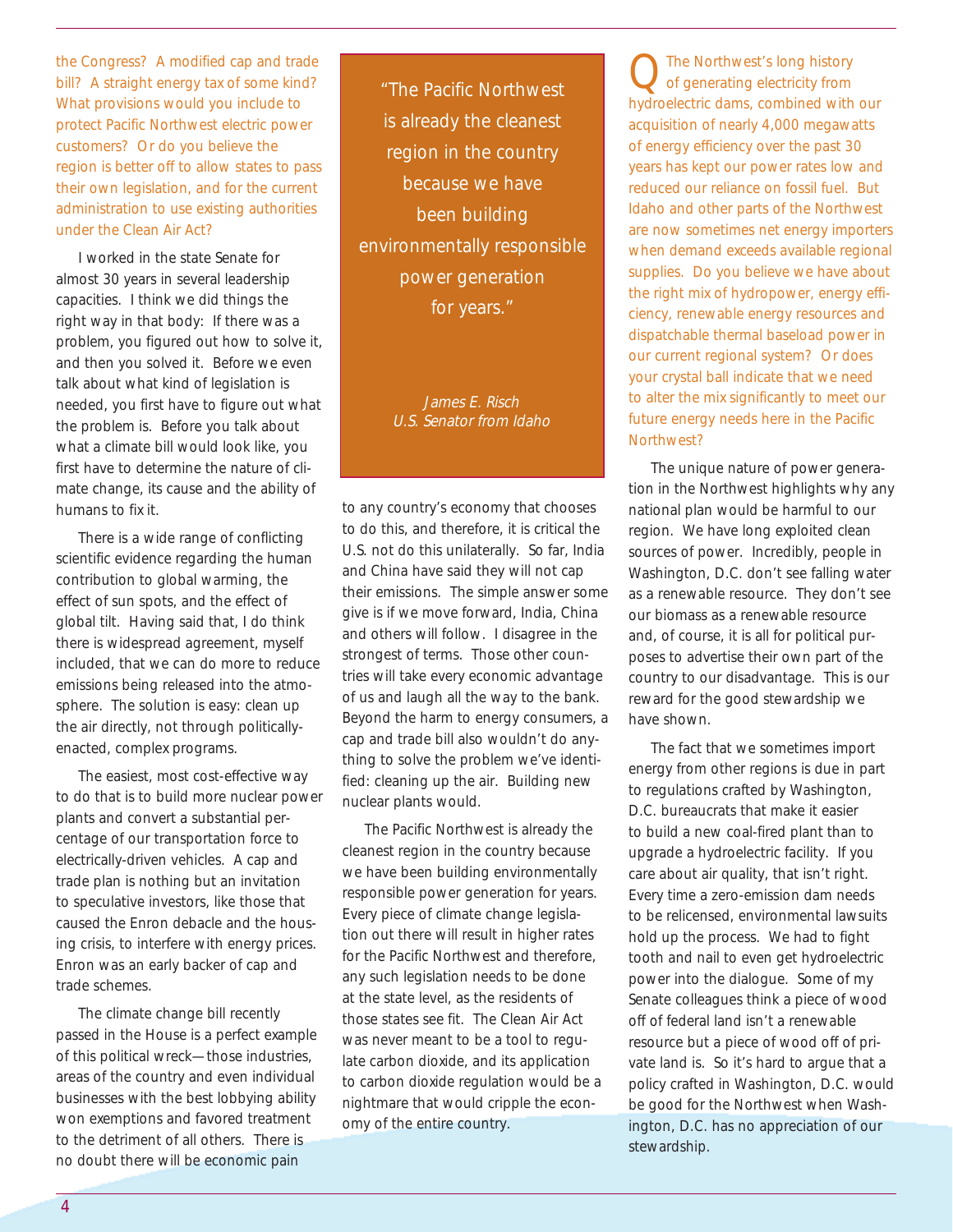the Congress? A modified cap and trade bill? A straight energy tax of some kind? What provisions would you include to protect Pacific Northwest electric power customers? Or do you believe the region is better off to allow states to pass their own legislation, and for the current administration to use existing authorities under the Clean Air Act?

I worked in the state Senate for almost 30 years in several leadership capacities. I think we did things the right way in that body: If there was a problem, you figured out how to solve it, and then you solved it. Before we even talk about what kind of legislation is needed, you first have to figure out what the problem is. Before you talk about what a climate bill would look like, you first have to determine the nature of climate change, its cause and the ability of humans to fix it.

There is a wide range of conflicting scientific evidence regarding the human contribution to global warming, the effect of sun spots, and the effect of global tilt. Having said that, I do think there is widespread agreement, myself included, that we can do more to reduce emissions being released into the atmosphere. The solution is easy: clean up the air directly, not through politically-enacted, complex programs.

The easiest, most cost-effective way to do that is to build more nuclear power plants and convert a substantial percentage of our transportation force to electrically-driven vehicles. A cap and trade plan is nothing but an invitation to speculative investors, like those that caused the Enron debacle and the housing crisis, to interfere with energy prices. Enron was an early backer of cap and trade schemes.

The climate change bill recently passed in the House is a perfect example of this political wreck—those industries, areas of the country and even individual businesses with the best lobbying ability won exemptions and favored treatment to the detriment of all others. There is no doubt there will be economic pain to any country's economy that chooses to do this, and therefore, it is critical the U.S. not do this unilaterally. So far, India and China have said they will not cap their emissions. The simple answer some give is if we move forward, India, China and others will follow. I disagree in the strongest of terms. Those other countries will take every economic advantage of us and laugh all the way to the bank. Beyond the harm to energy consumers, a cap and trade bill also wouldn't do anything to solve the problem we've identified: cleaning up the air. Building new nuclear plants would.

> "The Pacific Northwest is already the cleanest region in the country because we have been building environmentally responsible power generation for years."
>
> *James E. Risch*
> *U.S. Senator from Idaho*

The Pacific Northwest is already the cleanest region in the country because we have been building environmentally responsible power generation for years. Every piece of climate change legislation out there will result in higher rates for the Pacific Northwest and therefore, any such legislation needs to be done at the state level, as the residents of those states see fit. The Clean Air Act was never meant to be a tool to regulate carbon dioxide, and its application to carbon dioxide regulation would be a nightmare that would cripple the economy of the entire country.

**Q** The Northwest's long history of generating electricity from hydroelectric dams, combined with our acquisition of nearly 4,000 megawatts of energy efficiency over the past 30 years has kept our power rates low and reduced our reliance on fossil fuel. But Idaho and other parts of the Northwest are now sometimes net energy importers when demand exceeds available regional supplies. Do you believe we have about the right mix of hydropower, energy efficiency, renewable energy resources and dispatchable thermal baseload power in our current regional system? Or does your crystal ball indicate that we need to alter the mix significantly to meet our future energy needs here in the Pacific Northwest?

The unique nature of power generation in the Northwest highlights why any national plan would be harmful to our region. We have long exploited clean sources of power. Incredibly, people in Washington, D.C. don't see falling water as a renewable resource. They don't see our biomass as a renewable resource and, of course, it is all for political purposes to advertise their own part of the country to our disadvantage. This is our reward for the good stewardship we have shown.

The fact that we sometimes import energy from other regions is due in part to regulations crafted by Washington, D.C. bureaucrats that make it easier to build a new coal-fired plant than to upgrade a hydroelectric facility. If you care about air quality, that isn't right. Every time a zero-emission dam needs to be relicensed, environmental lawsuits hold up the process. We had to fight tooth and nail to even get hydroelectric power into the dialogue. Some of my Senate colleagues think a piece of wood off of federal land isn't a renewable resource but a piece of wood off of private land is. So it's hard to argue that a policy crafted in Washington, D.C. would be good for the Northwest when Washington, D.C. has no appreciation of our stewardship.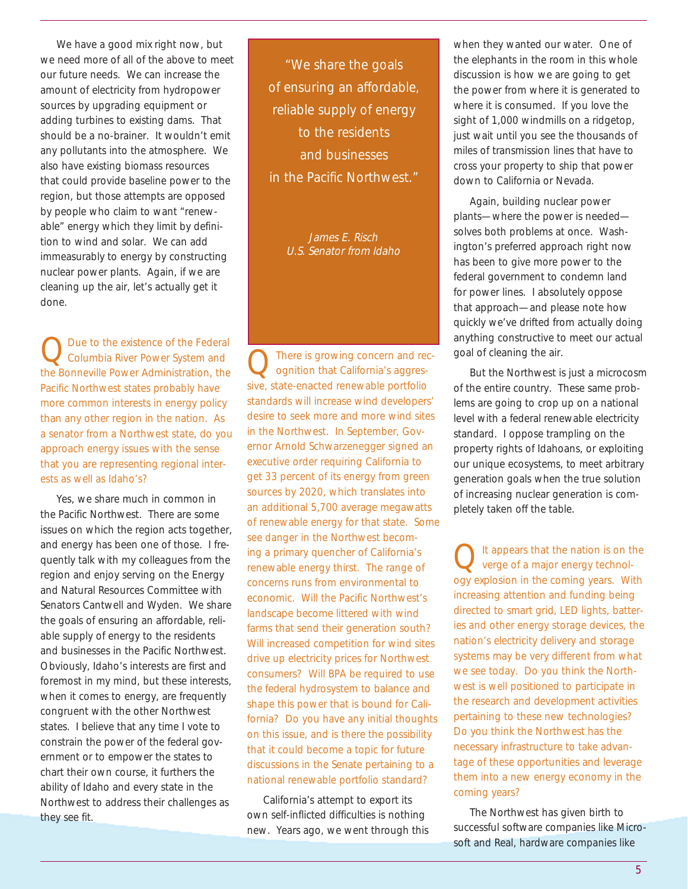We have a good mix right now, but we need more of all of the above to meet our future needs. We can increase the amount of electricity from hydropower sources by upgrading equipment or adding turbines to existing dams. That should be a no-brainer. It wouldn't emit any pollutants into the atmosphere. We also have existing biomass resources that could provide baseline power to the region, but those attempts are opposed by people who claim to want "renewable" energy which they limit by definition to wind and solar. We can add immeasurably to energy by constructing nuclear power plants. Again, if we are cleaning up the air, let's actually get it done.

**Q** Due to the existence of the Federal Columbia River Power System and the Bonneville Power Administration, the Pacific Northwest states probably have more common interests in energy policy than any other region in the nation. As a senator from a Northwest state, do you approach energy issues with the sense that you are representing regional interests as well as Idaho's?

Yes, we share much in common in the Pacific Northwest. There are some issues on which the region acts together, and energy has been one of those. I frequently talk with my colleagues from the region and enjoy serving on the Energy and Natural Resources Committee with Senators Cantwell and Wyden. We share the goals of ensuring an affordable, reliable supply of energy to the residents and businesses in the Pacific Northwest. Obviously, Idaho's interests are first and foremost in my mind, but these interests, when it comes to energy, are frequently congruent with the other Northwest states. I believe that any time I vote to constrain the power of the federal government or to empower the states to chart their own course, it furthers the ability of Idaho and every state in the Northwest to address their challenges as they see fit.

> "We share the goals of ensuring an affordable, reliable supply of energy to the residents and businesses in the Pacific Northwest."
>
> *James E. Risch*
> *U.S. Senator from Idaho*

**Q** There is growing concern and recognition that California's aggressive, state-enacted renewable portfolio standards will increase wind developers' desire to seek more and more wind sites in the Northwest. In September, Governor Arnold Schwarzenegger signed an executive order requiring California to get 33 percent of its energy from green sources by 2020, which translates into an additional 5,700 average megawatts of renewable energy for that state. Some see danger in the Northwest becoming a primary quencher of California's renewable energy thirst. The range of concerns runs from environmental to economic. Will the Pacific Northwest's landscape become littered with wind farms that send their generation south? Will increased competition for wind sites drive up electricity prices for Northwest consumers? Will BPA be required to use the federal hydrosystem to balance and shape this power that is bound for California? Do you have any initial thoughts on this issue, and is there the possibility that it could become a topic for future discussions in the Senate pertaining to a national renewable portfolio standard?

California's attempt to export its own self-inflicted difficulties is nothing new. Years ago, we went through this when they wanted our water. One of the elephants in the room in this whole discussion is how we are going to get the power from where it is generated to where it is consumed. If you love the sight of 1,000 windmills on a ridgetop, just wait until you see the thousands of miles of transmission lines that have to cross your property to ship that power down to California or Nevada.

Again, building nuclear power plants—where the power is needed—solves both problems at once. Washington's preferred approach right now has been to give more power to the federal government to condemn land for power lines. I absolutely oppose that approach—and please note how quickly we've drifted from actually doing anything constructive to meet our actual goal of cleaning the air.

But the Northwest is just a microcosm of the entire country. These same problems are going to crop up on a national level with a federal renewable electricity standard. I oppose trampling on the property rights of Idahoans, or exploiting our unique ecosystems, to meet arbitrary generation goals when the true solution of increasing nuclear generation is completely taken off the table.

**Q** It appears that the nation is on the verge of a major energy technology explosion in the coming years. With increasing attention and funding being directed to smart grid, LED lights, batteries and other energy storage devices, the nation's electricity delivery and storage systems may be very different from what we see today. Do you think the Northwest is well positioned to participate in the research and development activities pertaining to these new technologies? Do you think the Northwest has the necessary infrastructure to take advantage of these opportunities and leverage them into a new energy economy in the coming years?

The Northwest has given birth to successful software companies like Microsoft and Real, hardware companies like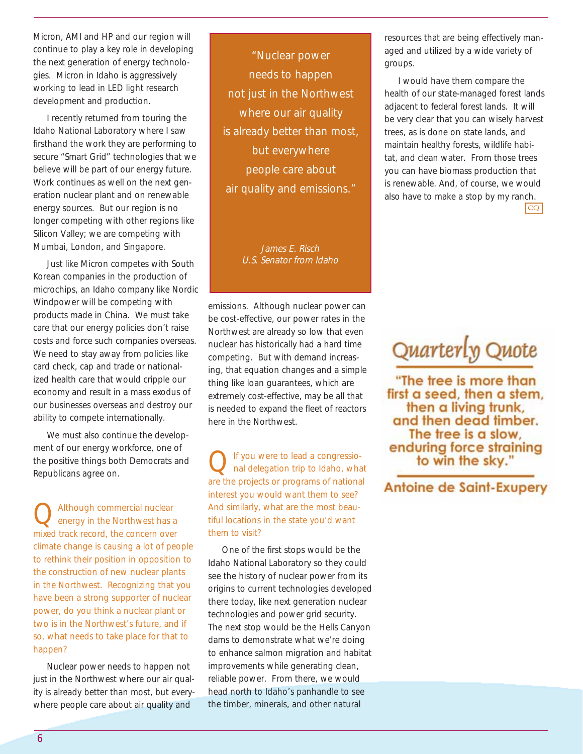Micron, AMI and HP and our region will continue to play a key role in developing the next generation of energy technologies. Micron in Idaho is aggressively working to lead in LED light research development and production.

I recently returned from touring the Idaho National Laboratory where I saw firsthand the work they are performing to secure "Smart Grid" technologies that we believe will be part of our energy future. Work continues as well on the next generation nuclear plant and on renewable energy sources. But our region is no longer competing with other regions like Silicon Valley; we are competing with Mumbai, London, and Singapore.

Just like Micron competes with South Korean companies in the production of microchips, an Idaho company like Nordic Windpower will be competing with products made in China. We must take care that our energy policies don't raise costs and force such companies overseas. We need to stay away from policies like card check, cap and trade or nationalized health care that would cripple our economy and result in a mass exodus of our businesses overseas and destroy our ability to compete internationally.

We must also continue the development of our energy workforce, one of the positive things both Democrats and Republicans agree on.

**Q** Although commercial nuclear energy in the Northwest has a mixed track record, the concern over climate change is causing a lot of people to rethink their position in opposition to the construction of new nuclear plants in the Northwest. Recognizing that you have been a strong supporter of nuclear power, do you think a nuclear plant or two is in the Northwest's future, and if so, what needs to take place for that to happen?

Nuclear power needs to happen not just in the Northwest where our air quality is already better than most, but everywhere people care about air quality and emissions. Although nuclear power can be cost-effective, our power rates in the Northwest are already so low that even nuclear has historically had a hard time competing. But with demand increasing, that equation changes and a simple thing like loan guarantees, which are extremely cost-effective, may be all that is needed to expand the fleet of reactors here in the Northwest.

> "Nuclear power needs to happen not just in the Northwest where our air quality is already better than most, but everywhere people care about air quality and emissions."
>
> *James E. Risch*
> *U.S. Senator from Idaho*

**Q** If you were to lead a congressional delegation trip to Idaho, what are the projects or programs of national interest you would want them to see? And similarly, what are the most beautiful locations in the state you'd want them to visit?

One of the first stops would be the Idaho National Laboratory so they could see the history of nuclear power from its origins to current technologies developed there today, like next generation nuclear technologies and power grid security. The next stop would be the Hells Canyon dams to demonstrate what we're doing to enhance salmon migration and habitat improvements while generating clean, reliable power. From there, we would head north to Idaho's panhandle to see the timber, minerals, and other natural resources that are being effectively managed and utilized by a wide variety of groups.

I would have them compare the health of our state-managed forest lands adjacent to federal forest lands. It will be very clear that you can wisely harvest trees, as is done on state lands, and maintain healthy forests, wildlife habitat, and clean water. From those trees you can have biomass production that is renewable. And, of course, we would also have to make a stop by my ranch. CQ

## Quarterly Quote

**"The tree is more than first a seed, then a stem, then a living trunk, and then dead timber. The tree is a slow, enduring force straining to win the sky."**

**Antoine de Saint-Exupery**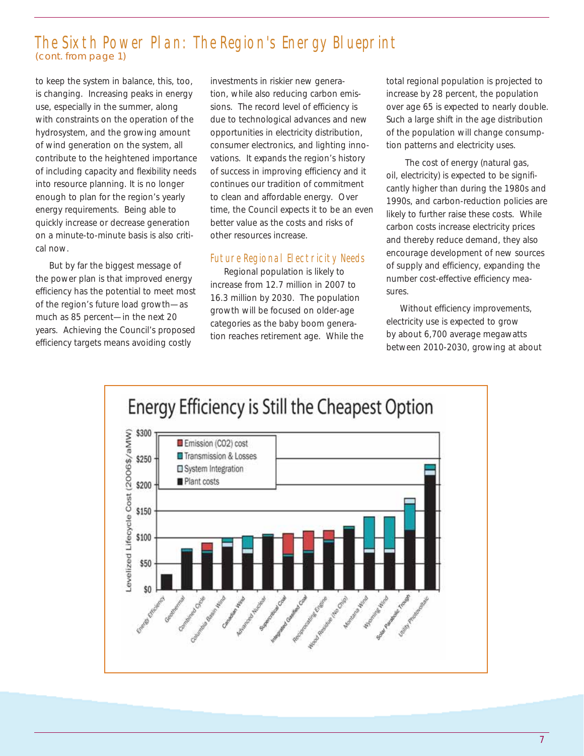## The Sixth Power Plan: The Region's Energy Blueprint
(cont. from page 1)

to keep the system in balance, this, too, is changing. Increasing peaks in energy use, especially in the summer, along with constraints on the operation of the hydrosystem, and the growing amount of wind generation on the system, all contribute to the heightened importance of including capacity and flexibility needs into resource planning. It is no longer enough to plan for the region's yearly energy requirements. Being able to quickly increase or decrease generation on a minute-to-minute basis is also critical now.

But by far the biggest message of the power plan is that improved energy efficiency has the potential to meet most of the region's future load growth—as much as 85 percent—in the next 20 years. Achieving the Council's proposed efficiency targets means avoiding costly investments in riskier new generation, while also reducing carbon emissions. The record level of efficiency is due to technological advances and new opportunities in electricity distribution, consumer electronics, and lighting innovations. It expands the region's history of success in improving efficiency and it continues our tradition of commitment to clean and affordable energy. Over time, the Council expects it to be an even better value as the costs and risks of other resources increase.

### Future Regional Electricity Needs

Regional population is likely to increase from 12.7 million in 2007 to 16.3 million by 2030. The population growth will be focused on older-age categories as the baby boom generation reaches retirement age. While the total regional population is projected to increase by 28 percent, the population over age 65 is expected to nearly double. Such a large shift in the age distribution of the population will change consumption patterns and electricity uses.

The cost of energy (natural gas, oil, electricity) is expected to be significantly higher than during the 1980s and 1990s, and carbon-reduction policies are likely to further raise these costs. While carbon costs increase electricity prices and thereby reduce demand, they also encourage development of new sources of supply and efficiency, expanding the number cost-effective efficiency measures.

Without efficiency improvements, electricity use is expected to grow by about 6,700 average megawatts between 2010-2030, growing at about

**Energy Efficiency is Still the Cheapest Option**

Levelized Lifecycle Cost (2006$/aMW): $0 – $300

Legend: Emission ($CO_2$) cost; Transmission & Losses; System Integration; Plant costs

Options: Energy Efficiency, Geothermal, Combined Cycle, Columbia Basin Wind, Canadian Wind, Advanced Nuclear, Supercritical Coal, Integrated Gasified Coal, Reciprocating Engine, Wood Residue (No Chip), Montana Wind, Wyoming Wind, Solar Parabolic Trough, Utility Photovoltaic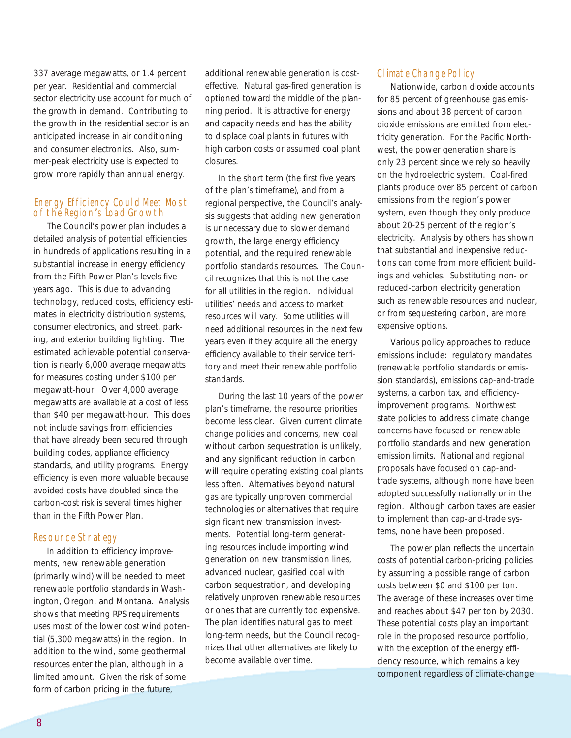337 average megawatts, or 1.4 percent per year. Residential and commercial sector electricity use account for much of the growth in demand. Contributing to the growth in the residential sector is an anticipated increase in air conditioning and consumer electronics. Also, summer-peak electricity use is expected to grow more rapidly than annual energy.

## Energy Efficiency Could Meet Most of the Region's Load Growth

The Council's power plan includes a detailed analysis of potential efficiencies in hundreds of applications resulting in a substantial increase in energy efficiency from the Fifth Power Plan's levels five years ago. This is due to advancing technology, reduced costs, efficiency estimates in electricity distribution systems, consumer electronics, and street, parking, and exterior building lighting. The estimated achievable potential conservation is nearly 6,000 average megawatts for measures costing under $100 per megawatt-hour. Over 4,000 average megawatts are available at a cost of less than $40 per megawatt-hour. This does not include savings from efficiencies that have already been secured through building codes, appliance efficiency standards, and utility programs. Energy efficiency is even more valuable because avoided costs have doubled since the carbon-cost risk is several times higher than in the Fifth Power Plan.

## Resource Strategy

In addition to efficiency improvements, new renewable generation (primarily wind) will be needed to meet renewable portfolio standards in Washington, Oregon, and Montana. Analysis shows that meeting RPS requirements uses most of the lower cost wind potential (5,300 megawatts) in the region. In addition to the wind, some geothermal resources enter the plan, although in a limited amount. Given the risk of some form of carbon pricing in the future, additional renewable generation is cost-effective. Natural gas-fired generation is optioned toward the middle of the planning period. It is attractive for energy and capacity needs and has the ability to displace coal plants in futures with high carbon costs or assumed coal plant closures.

In the short term (the first five years of the plan's timeframe), and from a regional perspective, the Council's analysis suggests that adding new generation is unnecessary due to slower demand growth, the large energy efficiency potential, and the required renewable portfolio standards resources. The Council recognizes that this is not the case for all utilities in the region. Individual utilities' needs and access to market resources will vary. Some utilities will need additional resources in the next few years even if they acquire all the energy efficiency available to their service territory and meet their renewable portfolio standards.

During the last 10 years of the power plan's timeframe, the resource priorities become less clear. Given current climate change policies and concerns, new coal without carbon sequestration is unlikely, and any significant reduction in carbon will require operating existing coal plants less often. Alternatives beyond natural gas are typically unproven commercial technologies or alternatives that require significant new transmission investments. Potential long-term generating resources include importing wind generation on new transmission lines, advanced nuclear, gasified coal with carbon sequestration, and developing relatively unproven renewable resources or ones that are currently too expensive. The plan identifies natural gas to meet long-term needs, but the Council recognizes that other alternatives are likely to become available over time.

## Climate Change Policy

Nationwide, carbon dioxide accounts for 85 percent of greenhouse gas emissions and about 38 percent of carbon dioxide emissions are emitted from electricity generation. For the Pacific Northwest, the power generation share is only 23 percent since we rely so heavily on the hydroelectric system. Coal-fired plants produce over 85 percent of carbon emissions from the region's power system, even though they only produce about 20-25 percent of the region's electricity. Analysis by others has shown that substantial and inexpensive reductions can come from more efficient buildings and vehicles. Substituting non- or reduced-carbon electricity generation such as renewable resources and nuclear, or from sequestering carbon, are more expensive options.

Various policy approaches to reduce emissions include: regulatory mandates (renewable portfolio standards or emission standards), emissions cap-and-trade systems, a carbon tax, and efficiency-improvement programs. Northwest state policies to address climate change concerns have focused on renewable portfolio standards and new generation emission limits. National and regional proposals have focused on cap-and-trade systems, although none have been adopted successfully nationally or in the region. Although carbon taxes are easier to implement than cap-and-trade systems, none have been proposed.

The power plan reflects the uncertain costs of potential carbon-pricing policies by assuming a possible range of carbon costs between $0 and $100 per ton. The average of these increases over time and reaches about $47 per ton by 2030. These potential costs play an important role in the proposed resource portfolio, with the exception of the energy efficiency resource, which remains a key component regardless of climate-change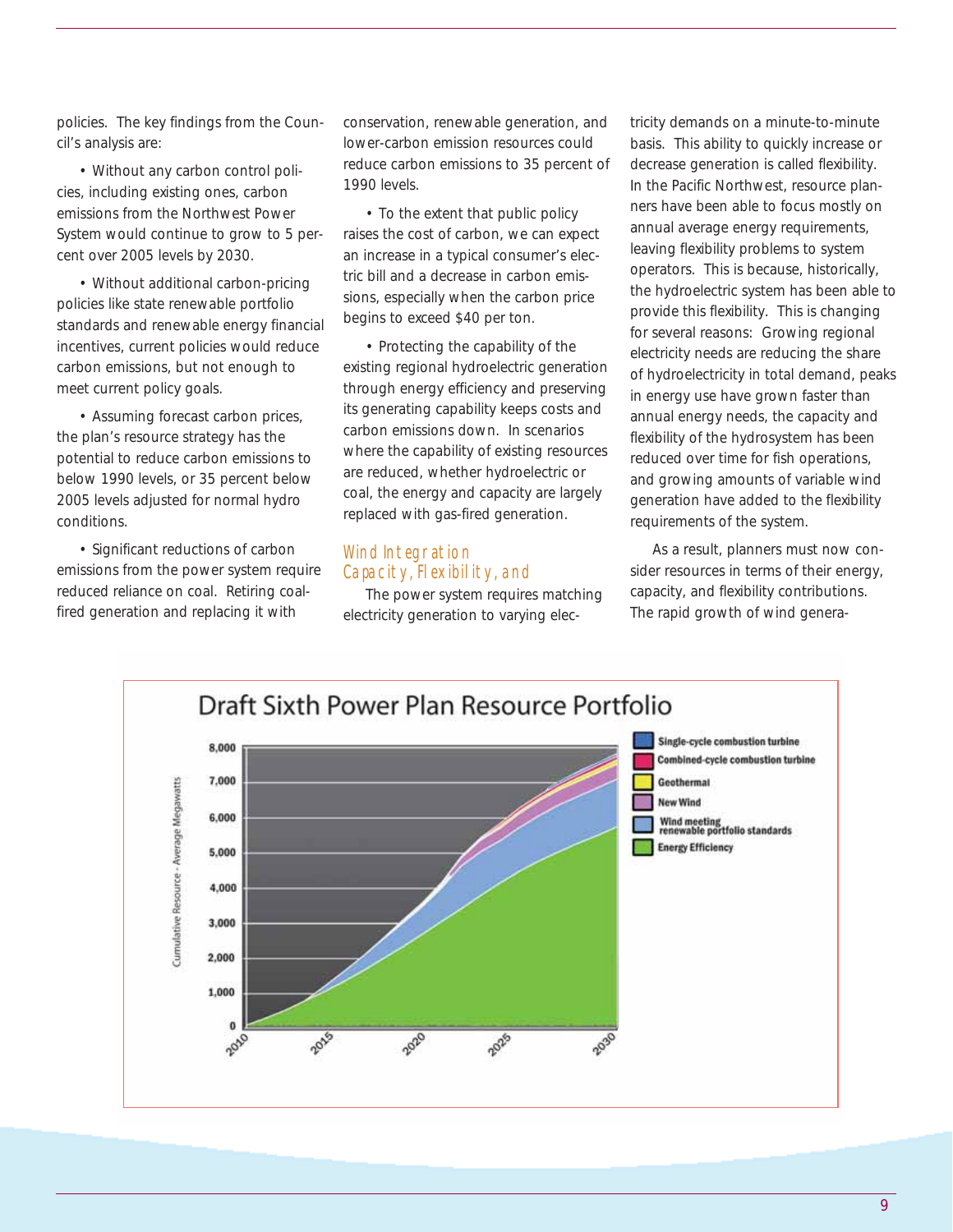policies. The key findings from the Council's analysis are:

- Without any carbon control policies, including existing ones, carbon emissions from the Northwest Power System would continue to grow to 5 percent over 2005 levels by 2030.

- Without additional carbon-pricing policies like state renewable portfolio standards and renewable energy financial incentives, current policies would reduce carbon emissions, but not enough to meet current policy goals.

- Assuming forecast carbon prices, the plan's resource strategy has the potential to reduce carbon emissions to below 1990 levels, or 35 percent below 2005 levels adjusted for normal hydro conditions.

- Significant reductions of carbon emissions from the power system require reduced reliance on coal. Retiring coal-fired generation and replacing it with conservation, renewable generation, and lower-carbon emission resources could reduce carbon emissions to 35 percent of 1990 levels.

- To the extent that public policy raises the cost of carbon, we can expect an increase in a typical consumer's electric bill and a decrease in carbon emissions, especially when the carbon price begins to exceed $40 per ton.

- Protecting the capability of the existing regional hydroelectric generation through energy efficiency and preserving its generating capability keeps costs and carbon emissions down. In scenarios where the capability of existing resources are reduced, whether hydroelectric or coal, the energy and capacity are largely replaced with gas-fired generation.

## Capacity, Flexibility, and Wind Integration

The power system requires matching electricity generation to varying electricity demands on a minute-to-minute basis. This ability to quickly increase or decrease generation is called flexibility. In the Pacific Northwest, resource planners have been able to focus mostly on annual average energy requirements, leaving flexibility problems to system operators. This is because, historically, the hydroelectric system has been able to provide this flexibility. This is changing for several reasons: Growing regional electricity needs are reducing the share of hydroelectricity in total demand, peaks in energy use have grown faster than annual energy needs, the capacity and flexibility of the hydrosystem has been reduced over time for fish operations, and growing amounts of variable wind generation have added to the flexibility requirements of the system.

As a result, planners must now consider resources in terms of their energy, capacity, and flexibility contributions. The rapid growth of wind genera-

**Draft Sixth Power Plan Resource Portfolio**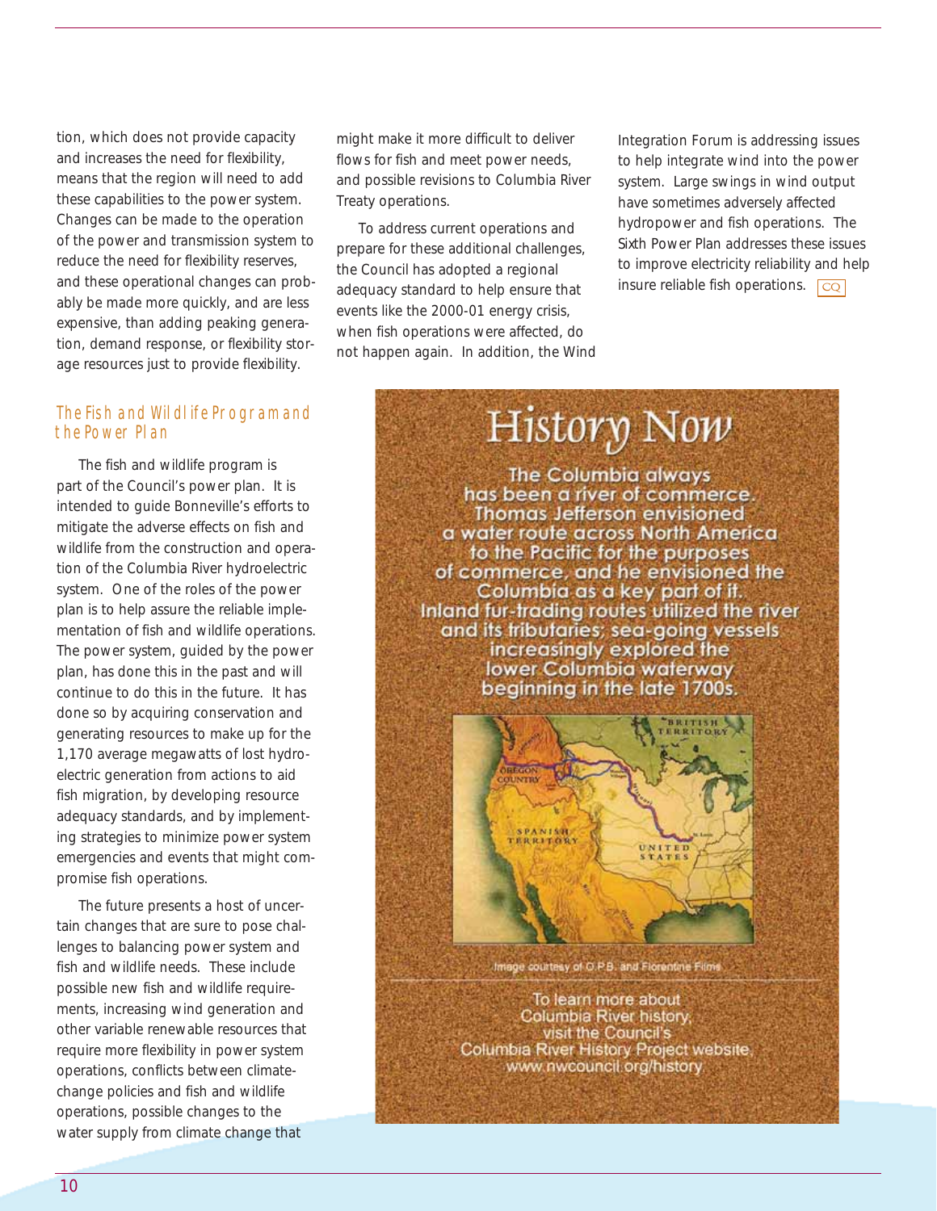tion, which does not provide capacity and increases the need for flexibility, means that the region will need to add these capabilities to the power system. Changes can be made to the operation of the power and transmission system to reduce the need for flexibility reserves, and these operational changes can probably be made more quickly, and are less expensive, than adding peaking generation, demand response, or flexibility storage resources just to provide flexibility.

## The Fish and Wildlife Program and the Power Plan

The fish and wildlife program is part of the Council's power plan. It is intended to guide Bonneville's efforts to mitigate the adverse effects on fish and wildlife from the construction and operation of the Columbia River hydroelectric system. One of the roles of the power plan is to help assure the reliable implementation of fish and wildlife operations. The power system, guided by the power plan, has done this in the past and will continue to do this in the future. It has done so by acquiring conservation and generating resources to make up for the 1,170 average megawatts of lost hydroelectric generation from actions to aid fish migration, by developing resource adequacy standards, and by implementing strategies to minimize power system emergencies and events that might compromise fish operations.

The future presents a host of uncertain changes that are sure to pose challenges to balancing power system and fish and wildlife needs. These include possible new fish and wildlife requirements, increasing wind generation and other variable renewable resources that require more flexibility in power system operations, conflicts between climate-change policies and fish and wildlife operations, possible changes to the water supply from climate change that might make it more difficult to deliver flows for fish and meet power needs, and possible revisions to Columbia River Treaty operations.

To address current operations and prepare for these additional challenges, the Council has adopted a regional adequacy standard to help ensure that events like the 2000-01 energy crisis, when fish operations were affected, do not happen again. In addition, the Wind Integration Forum is addressing issues to help integrate wind into the power system. Large swings in wind output have sometimes adversely affected hydropower and fish operations. The Sixth Power Plan addresses these issues to improve electricity reliability and help insure reliable fish operations. CQ

## History Now

The Columbia always has been a river of commerce. Thomas Jefferson envisioned a water route across North America to the Pacific for the purposes of commerce, and he envisioned the Columbia as a key part of it. Inland fur-trading routes utilized the river and its tributaries; sea-going vessels increasingly explored the lower Columbia waterway beginning in the late 1700s.

Image courtesy of O.P.B. and Florentine Films

To learn more about Columbia River history, visit the Council's Columbia River History Project website. www.nwcouncil.org/history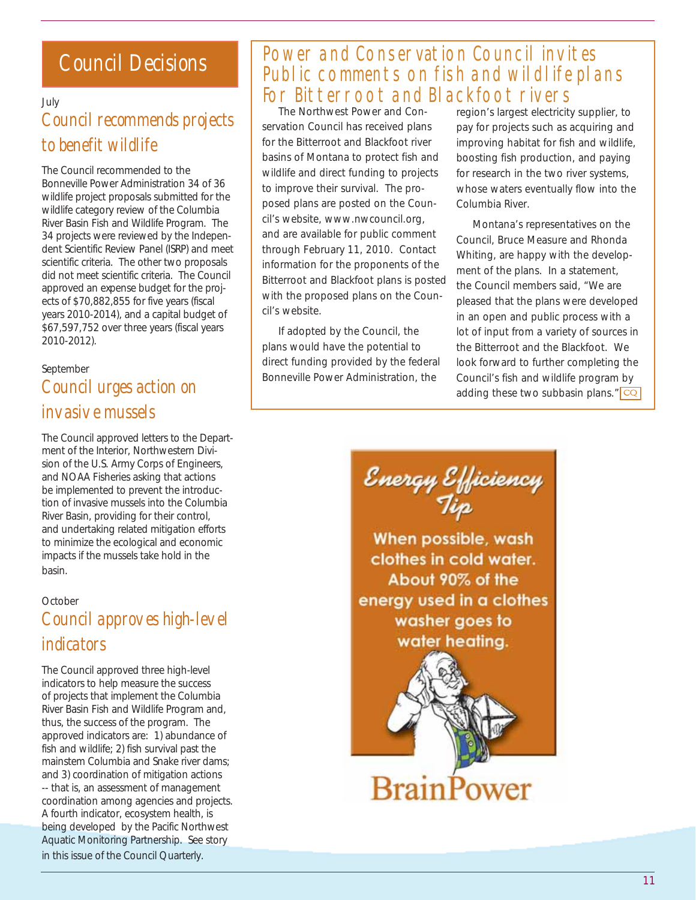# Council Decisions

July

## Council recommends projects to benefit wildlife

The Council recommended to the Bonneville Power Administration 34 of 36 wildlife project proposals submitted for the wildlife category review of the Columbia River Basin Fish and Wildlife Program. The 34 projects were reviewed by the Independent Scientific Review Panel (ISRP) and meet scientific criteria. The other two proposals did not meet scientific criteria. The Council approved an expense budget for the projects of $70,882,855 for five years (fiscal years 2010-2014), and a capital budget of $67,597,752 over three years (fiscal years 2010-2012).

September

## Council urges action on invasive mussels

The Council approved letters to the Department of the Interior, Northwestern Division of the U.S. Army Corps of Engineers, and NOAA Fisheries asking that actions be implemented to prevent the introduction of invasive mussels into the Columbia River Basin, providing for their control, and undertaking related mitigation efforts to minimize the ecological and economic impacts if the mussels take hold in the basin.

October

## Council approves high-level indicators

The Council approved three high-level indicators to help measure the success of projects that implement the Columbia River Basin Fish and Wildlife Program and, thus, the success of the program. The approved indicators are: 1) abundance of fish and wildlife; 2) fish survival past the mainstem Columbia and Snake river dams; and 3) coordination of mitigation actions -- that is, an assessment of management coordination among agencies and projects. A fourth indicator, ecosystem health, is being developed by the Pacific Northwest Aquatic Monitoring Partnership. See story in this issue of the Council Quarterly.

# Power and Conservation Council invites Public comments on fish and wildlife plans For Bitterroot and Blackfoot rivers

The Northwest Power and Conservation Council has received plans for the Bitterroot and Blackfoot river basins of Montana to protect fish and wildlife and direct funding to projects to improve their survival. The proposed plans are posted on the Council's website, www.nwcouncil.org, and are available for public comment through February 11, 2010. Contact information for the proponents of the Bitterroot and Blackfoot plans is posted with the proposed plans on the Council's website.

If adopted by the Council, the plans would have the potential to direct funding provided by the federal Bonneville Power Administration, the region's largest electricity supplier, to pay for projects such as acquiring and improving habitat for fish and wildlife, boosting fish production, and paying for research in the two river systems, whose waters eventually flow into the Columbia River.

Montana's representatives on the Council, Bruce Measure and Rhonda Whiting, are happy with the development of the plans. In a statement, the Council members said, "We are pleased that the plans were developed in an open and public process with a lot of input from a variety of sources in the Bitterroot and the Blackfoot. We look forward to further completing the Council's fish and wildlife program by adding these two subbasin plans." CQ

**Energy Efficiency Tip**

When possible, wash clothes in cold water. About 90% of the energy used in a clothes washer goes to water heating.

BrainPower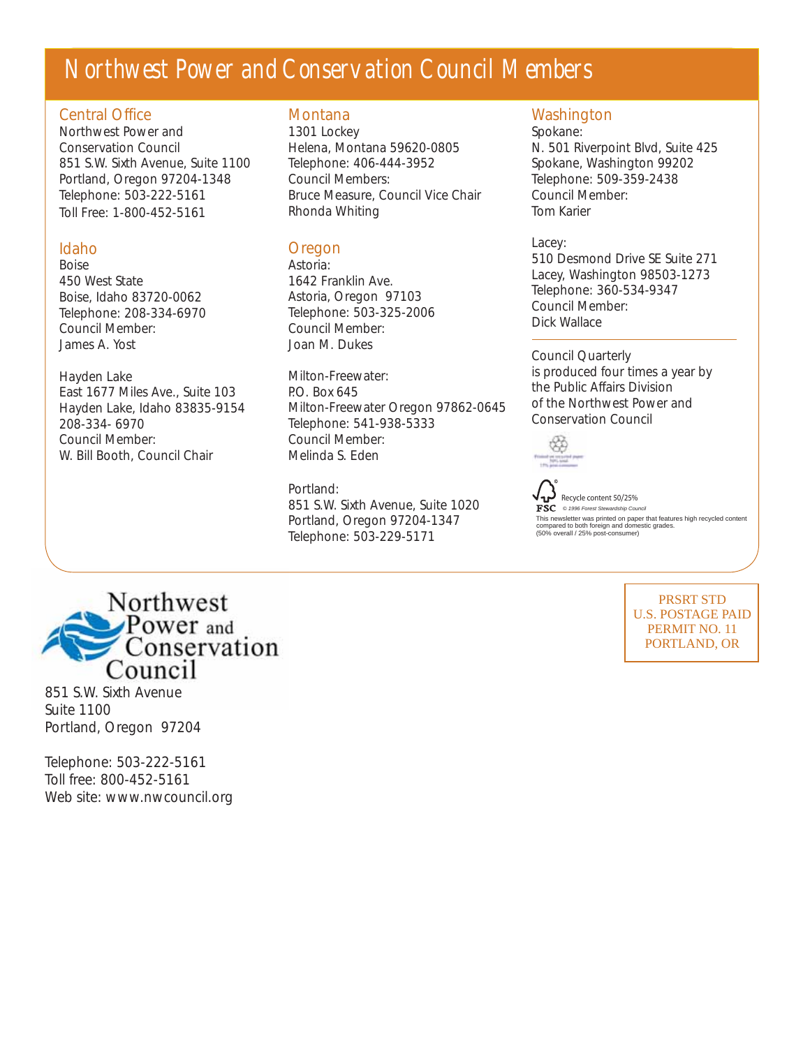# Northwest Power and Conservation Council Members

## Central Office

Northwest Power and
Conservation Council
851 S.W. Sixth Avenue, Suite 1100
Portland, Oregon 97204-1348
Telephone: 503-222-5161
Toll Free: 1-800-452-5161

## Idaho

Boise
450 West State
Boise, Idaho 83720-0062
Telephone: 208-334-6970
Council Member:
James A. Yost

Hayden Lake
East 1677 Miles Ave., Suite 103
Hayden Lake, Idaho 83835-9154
208-334- 6970
Council Member:
W. Bill Booth, Council Chair

## Montana

1301 Lockey
Helena, Montana 59620-0805
Telephone: 406-444-3952
Council Members:
Bruce Measure, Council Vice Chair
Rhonda Whiting

## Oregon

Astoria:
1642 Franklin Ave.
Astoria, Oregon 97103
Telephone: 503-325-2006
Council Member:
Joan M. Dukes

Milton-Freewater:
P.O. Box 645
Milton-Freewater Oregon 97862-0645
Telephone: 541-938-5333
Council Member:
Melinda S. Eden

Portland:
851 S.W. Sixth Avenue, Suite 1020
Portland, Oregon 97204-1347
Telephone: 503-229-5171

## Washington

Spokane:
N. 501 Riverpoint Blvd, Suite 425
Spokane, Washington 99202
Telephone: 509-359-2438
Council Member:
Tom Karier

Lacey:
510 Desmond Drive SE Suite 271
Lacey, Washington 98503-1273
Telephone: 360-534-9347
Council Member:
Dick Wallace

---

Council Quarterly
is produced four times a year by
the Public Affairs Division
of the Northwest Power and
Conservation Council

Recycle content 50/25%
FSC © 1996 Forest Stewardship Council
This newsletter was printed on paper that features high recycled content compared to both foreign and domestic grades.
(50% overall / 25% post-consumer)

Northwest Power and Conservation Council
851 S.W. Sixth Avenue
Suite 1100
Portland, Oregon 97204

Telephone: 503-222-5161
Toll free: 800-452-5161
Web site: www.nwcouncil.org

PRSRT STD
U.S. POSTAGE PAID
PERMIT NO. 11
PORTLAND, OR